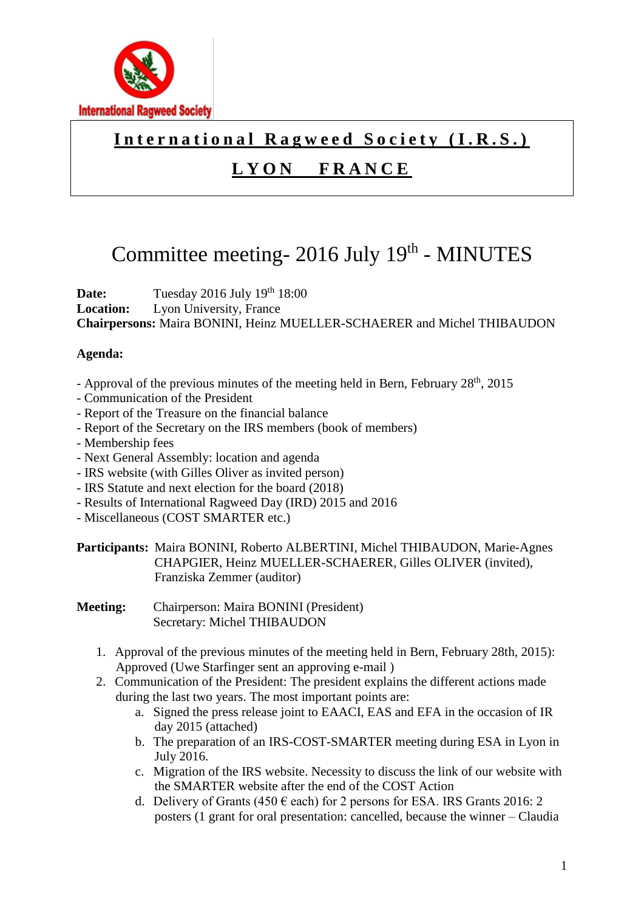International Ragweed Society

# International Ragweed Society (I.R.S.)

## LYON FRANCE

# Committee meeting- 2016 July 19th - MINUTES

**Date:** Tuesday 2016 July 19th 18:00
**Location:** Lyon University, France
**Chairpersons:** Maira BONINI, Heinz MUELLER-SCHAERER and Michel THIBAUDON

**Agenda:**

- Approval of the previous minutes of the meeting held in Bern, February 28th, 2015
- Communication of the President
- Report of the Treasure on the financial balance
- Report of the Secretary on the IRS members (book of members)
- Membership fees
- Next General Assembly: location and agenda
- IRS website (with Gilles Oliver as invited person)
- IRS Statute and next election for the board (2018)
- Results of International Ragweed Day (IRD) 2015 and 2016
- Miscellaneous (COST SMARTER etc.)

**Participants:** Maira BONINI, Roberto ALBERTINI, Michel THIBAUDON, Marie-Agnes CHAPGIER, Heinz MUELLER-SCHAERER, Gilles OLIVER (invited), Franziska Zemmer (auditor)

**Meeting:** Chairperson: Maira BONINI (President)
Secretary: Michel THIBAUDON

1. Approval of the previous minutes of the meeting held in Bern, February 28th, 2015): Approved (Uwe Starfinger sent an approving e-mail )
2. Communication of the President: The president explains the different actions made during the last two years. The most important points are:
    a. Signed the press release joint to EAACI, EAS and EFA in the occasion of IR day 2015 (attached)
    b. The preparation of an IRS-COST-SMARTER meeting during ESA in Lyon in July 2016.
    c. Migration of the IRS website. Necessity to discuss the link of our website with the SMARTER website after the end of the COST Action
    d. Delivery of Grants (450 € each) for 2 persons for ESA. IRS Grants 2016: 2 posters (1 grant for oral presentation: cancelled, because the winner – Claudia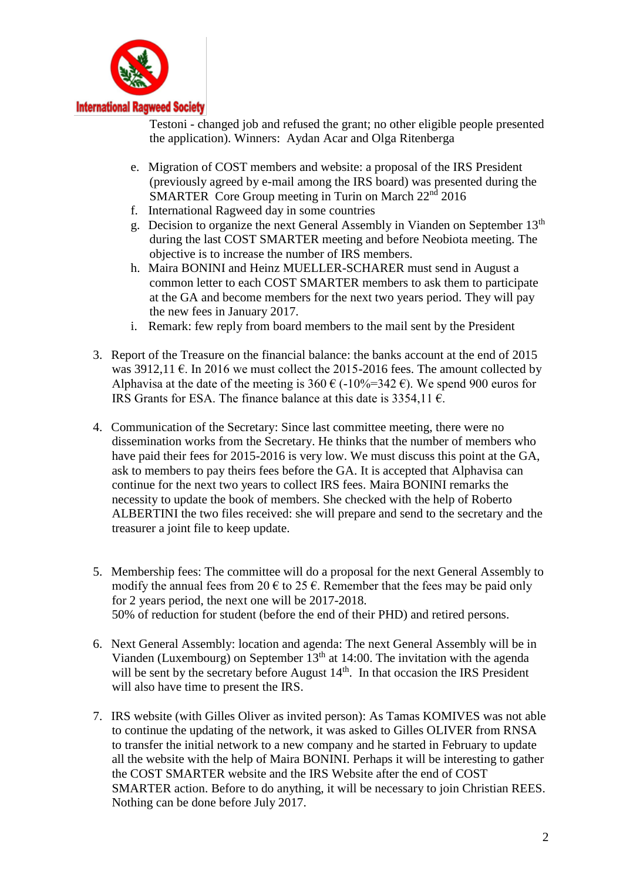Testoni - changed job and refused the grant; no other eligible people presented the application). Winners: Aydan Acar and Olga Ritenberga

e. Migration of COST members and website: a proposal of the IRS President (previously agreed by e-mail among the IRS board) was presented during the SMARTER Core Group meeting in Turin on March 22nd 2016
f. International Ragweed day in some countries
g. Decision to organize the next General Assembly in Vianden on September 13th during the last COST SMARTER meeting and before Neobiota meeting. The objective is to increase the number of IRS members.
h. Maira BONINI and Heinz MUELLER-SCHARER must send in August a common letter to each COST SMARTER members to ask them to participate at the GA and become members for the next two years period. They will pay the new fees in January 2017.
i. Remark: few reply from board members to the mail sent by the President

3. Report of the Treasure on the financial balance: the banks account at the end of 2015 was 3912,11 €. In 2016 we must collect the 2015-2016 fees. The amount collected by Alphavisa at the date of the meeting is 360 € (-10%=342 €). We spend 900 euros for IRS Grants for ESA. The finance balance at this date is 3354,11 €.

4. Communication of the Secretary: Since last committee meeting, there were no dissemination works from the Secretary. He thinks that the number of members who have paid their fees for 2015-2016 is very low. We must discuss this point at the GA, ask to members to pay theirs fees before the GA. It is accepted that Alphavisa can continue for the next two years to collect IRS fees. Maira BONINI remarks the necessity to update the book of members. She checked with the help of Roberto ALBERTINI the two files received: she will prepare and send to the secretary and the treasurer a joint file to keep update.

5. Membership fees: The committee will do a proposal for the next General Assembly to modify the annual fees from 20 € to 25 €. Remember that the fees may be paid only for 2 years period, the next one will be 2017-2018.
   50% of reduction for student (before the end of their PHD) and retired persons.

6. Next General Assembly: location and agenda: The next General Assembly will be in Vianden (Luxembourg) on September 13th at 14:00. The invitation with the agenda will be sent by the secretary before August 14th. In that occasion the IRS President will also have time to present the IRS.

7. IRS website (with Gilles Oliver as invited person): As Tamas KOMIVES was not able to continue the updating of the network, it was asked to Gilles OLIVER from RNSA to transfer the initial network to a new company and he started in February to update all the website with the help of Maira BONINI. Perhaps it will be interesting to gather the COST SMARTER website and the IRS Website after the end of COST SMARTER action. Before to do anything, it will be necessary to join Christian REES. Nothing can be done before July 2017.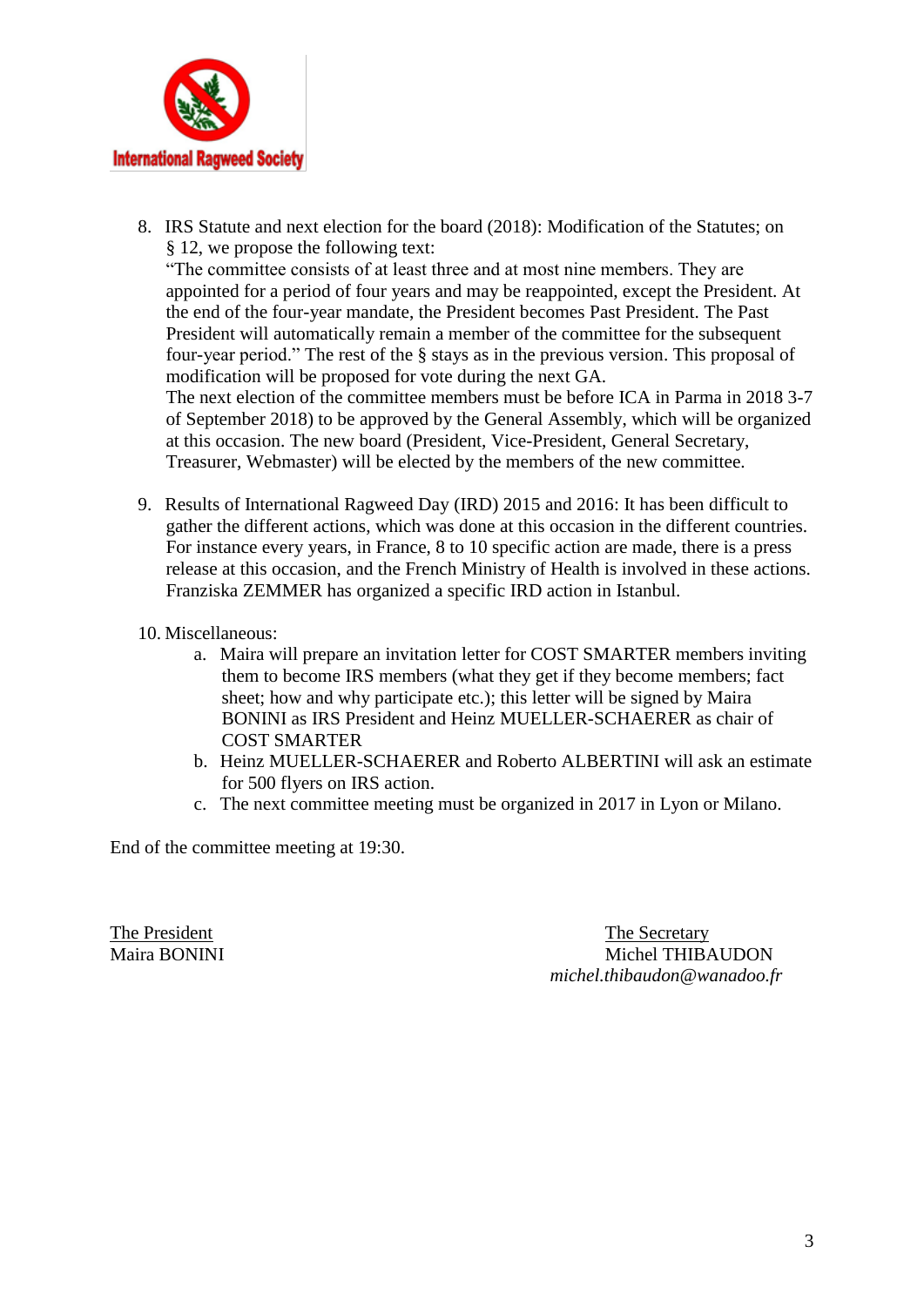8. IRS Statute and next election for the board (2018): Modification of the Statutes; on § 12, we propose the following text:
   "The committee consists of at least three and at most nine members. They are appointed for a period of four years and may be reappointed, except the President. At the end of the four-year mandate, the President becomes Past President. The Past President will automatically remain a member of the committee for the subsequent four-year period." The rest of the § stays as in the previous version. This proposal of modification will be proposed for vote during the next GA.
   The next election of the committee members must be before ICA in Parma in 2018 3-7 of September 2018) to be approved by the General Assembly, which will be organized at this occasion. The new board (President, Vice-President, General Secretary, Treasurer, Webmaster) will be elected by the members of the new committee.

9. Results of International Ragweed Day (IRD) 2015 and 2016: It has been difficult to gather the different actions, which was done at this occasion in the different countries. For instance every years, in France, 8 to 10 specific action are made, there is a press release at this occasion, and the French Ministry of Health is involved in these actions. Franziska ZEMMER has organized a specific IRD action in Istanbul.

10. Miscellaneous:
    a. Maira will prepare an invitation letter for COST SMARTER members inviting them to become IRS members (what they get if they become members; fact sheet; how and why participate etc.); this letter will be signed by Maira BONINI as IRS President and Heinz MUELLER-SCHAERER as chair of COST SMARTER
    b. Heinz MUELLER-SCHAERER and Roberto ALBERTINI will ask an estimate for 500 flyers on IRS action.
    c. The next committee meeting must be organized in 2017 in Lyon or Milano.

End of the committee meeting at 19:30.

The President
Maira BONINI

The Secretary
Michel THIBAUDON
*michel.thibaudon@wanadoo.fr*